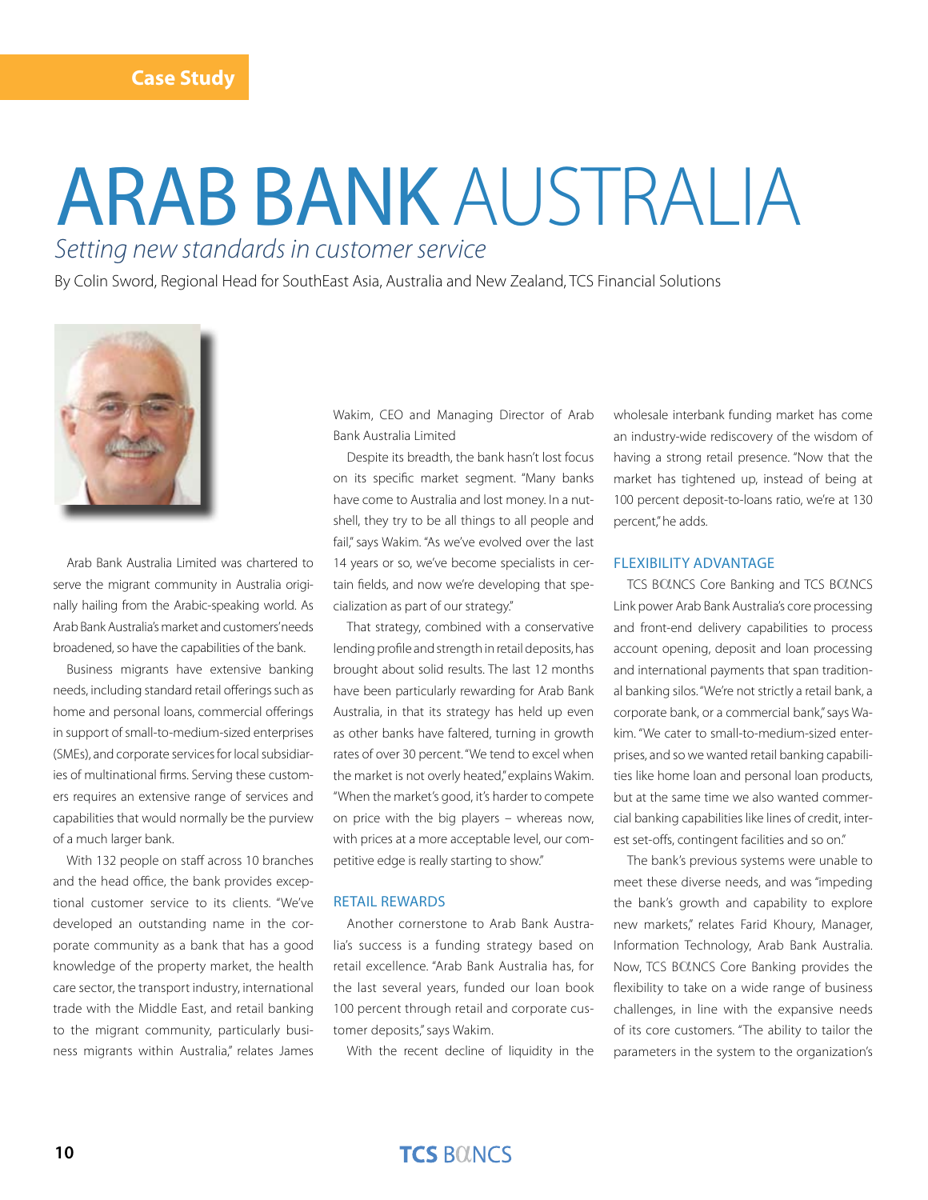Case Study

# ARAB BANK AUSTRALIA

*Setting new standards in customer service*

By Colin Sword, Regional Head for SouthEast Asia, Australia and New Zealand, TCS Financial Solutions

Arab Bank Australia Limited was chartered to serve the migrant community in Australia originally hailing from the Arabic-speaking world. As Arab Bank Australia's market and customers' needs broadened, so have the capabilities of the bank.

Business migrants have extensive banking needs, including standard retail offerings such as home and personal loans, commercial offerings in support of small-to-medium-sized enterprises (SMEs), and corporate services for local subsidiaries of multinational firms. Serving these customers requires an extensive range of services and capabilities that would normally be the purview of a much larger bank.

With 132 people on staff across 10 branches and the head office, the bank provides exceptional customer service to its clients. "We've developed an outstanding name in the corporate community as a bank that has a good knowledge of the property market, the health care sector, the transport industry, international trade with the Middle East, and retail banking to the migrant community, particularly business migrants within Australia," relates James Wakim, CEO and Managing Director of Arab Bank Australia Limited

Despite its breadth, the bank hasn't lost focus on its specific market segment. "Many banks have come to Australia and lost money. In a nutshell, they try to be all things to all people and fail," says Wakim. "As we've evolved over the last 14 years or so, we've become specialists in certain fields, and now we're developing that specialization as part of our strategy."

That strategy, combined with a conservative lending profile and strength in retail deposits, has brought about solid results. The last 12 months have been particularly rewarding for Arab Bank Australia, in that its strategy has held up even as other banks have faltered, turning in growth rates of over 30 percent. "We tend to excel when the market is not overly heated," explains Wakim. "When the market's good, it's harder to compete on price with the big players – whereas now, with prices at a more acceptable level, our competitive edge is really starting to show."

## RETAIL REWARDS

Another cornerstone to Arab Bank Australia's success is a funding strategy based on retail excellence. "Arab Bank Australia has, for the last several years, funded our loan book 100 percent through retail and corporate customer deposits," says Wakim.

With the recent decline of liquidity in the wholesale interbank funding market has come an industry-wide rediscovery of the wisdom of having a strong retail presence. "Now that the market has tightened up, instead of being at 100 percent deposit-to-loans ratio, we're at 130 percent," he adds.

## FLEXIBILITY ADVANTAGE

TCS BαNCS Core Banking and TCS BαNCS Link power Arab Bank Australia's core processing and front-end delivery capabilities to process account opening, deposit and loan processing and international payments that span traditional banking silos. "We're not strictly a retail bank, a corporate bank, or a commercial bank," says Wakim. "We cater to small-to-medium-sized enterprises, and so we wanted retail banking capabilities like home loan and personal loan products, but at the same time we also wanted commercial banking capabilities like lines of credit, interest set-offs, contingent facilities and so on."

The bank's previous systems were unable to meet these diverse needs, and was "impeding the bank's growth and capability to explore new markets," relates Farid Khoury, Manager, Information Technology, Arab Bank Australia. Now, TCS BαNCS Core Banking provides the flexibility to take on a wide range of business challenges, in line with the expansive needs of its core customers. "The ability to tailor the parameters in the system to the organization's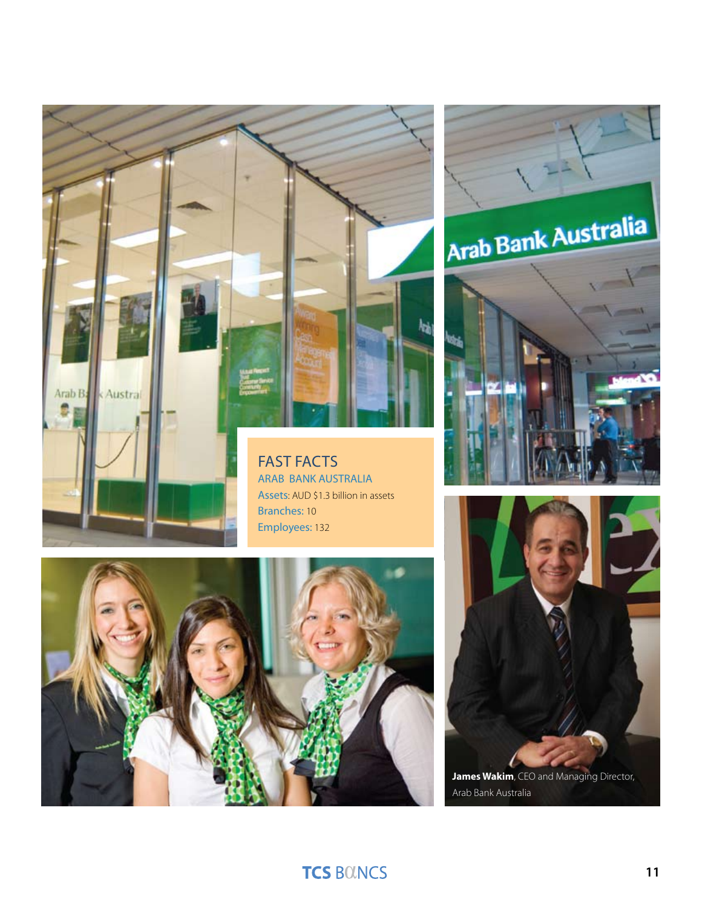## FAST FACTS

**ARAB BANK AUSTRALIA**

Assets: AUD $1.3 billion in assets

Branches: 10

Employees: 132

**James Wakim**, CEO and Managing Director, Arab Bank Australia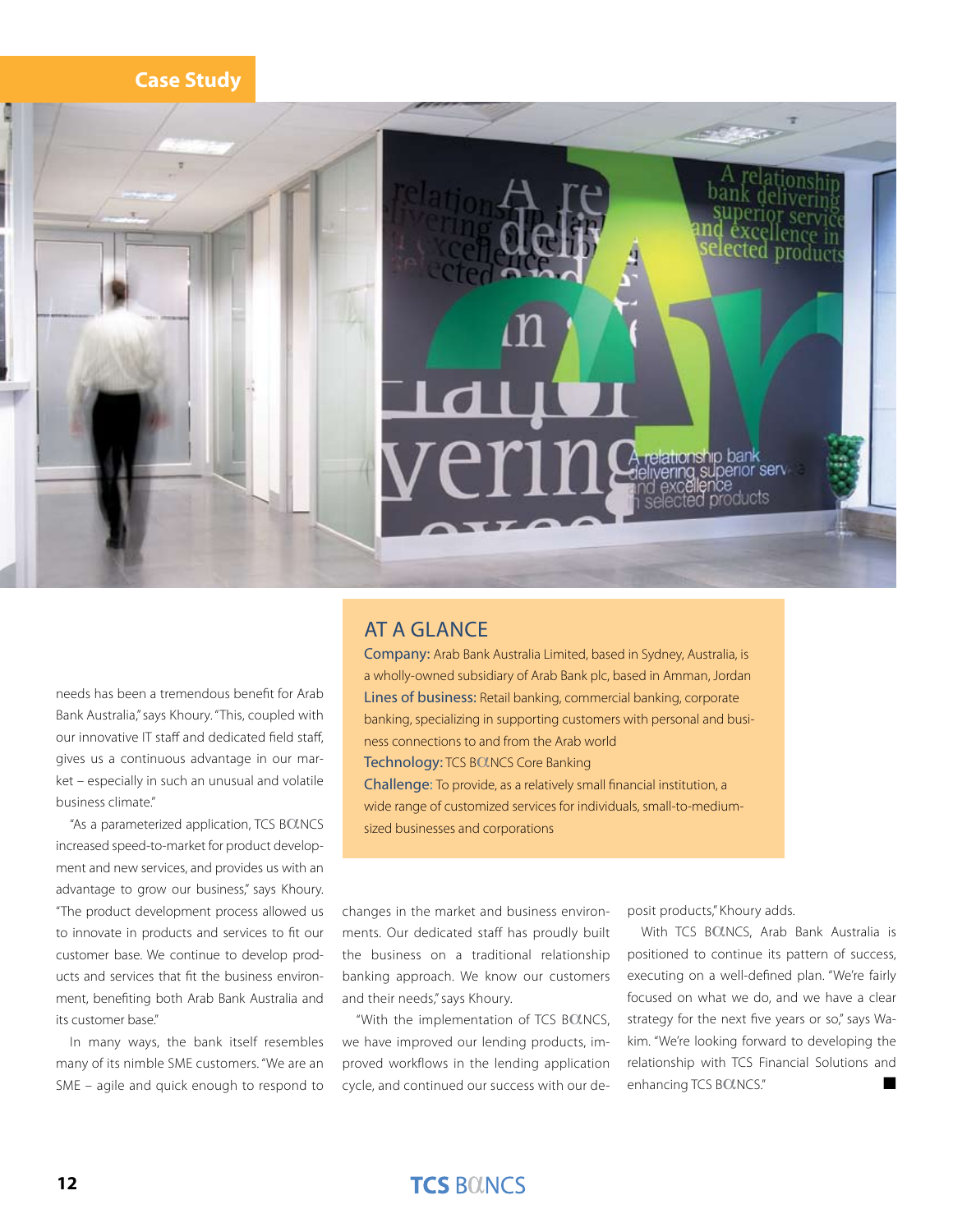## AT A GLANCE

**Company:** Arab Bank Australia Limited, based in Sydney, Australia, is a wholly-owned subsidiary of Arab Bank plc, based in Amman, Jordan

**Lines of business:** Retail banking, commercial banking, corporate banking, specializing in supporting customers with personal and business connections to and from the Arab world

**Technology:** TCS BαNCS Core Banking

**Challenge:** To provide, as a relatively small financial institution, a wide range of customized services for individuals, small-to-medium-sized businesses and corporations

needs has been a tremendous benefit for Arab Bank Australia," says Khoury. "This, coupled with our innovative IT staff and dedicated field staff, gives us a continuous advantage in our market – especially in such an unusual and volatile business climate."

"As a parameterized application, TCS BαNCS increased speed-to-market for product development and new services, and provides us with an advantage to grow our business," says Khoury. "The product development process allowed us to innovate in products and services to fit our customer base. We continue to develop products and services that fit the business environment, benefiting both Arab Bank Australia and its customer base."

In many ways, the bank itself resembles many of its nimble SME customers. "We are an SME – agile and quick enough to respond to changes in the market and business environments. Our dedicated staff has proudly built the business on a traditional relationship banking approach. We know our customers and their needs," says Khoury.

"With the implementation of TCS BαNCS, we have improved our lending products, improved workflows in the lending application cycle, and continued our success with our deposit products," Khoury adds.

With TCS BαNCS, Arab Bank Australia is positioned to continue its pattern of success, executing on a well-defined plan. "We're fairly focused on what we do, and we have a clear strategy for the next five years or so," says Wakim. "We're looking forward to developing the relationship with TCS Financial Solutions and enhancing TCS BαNCS." ■